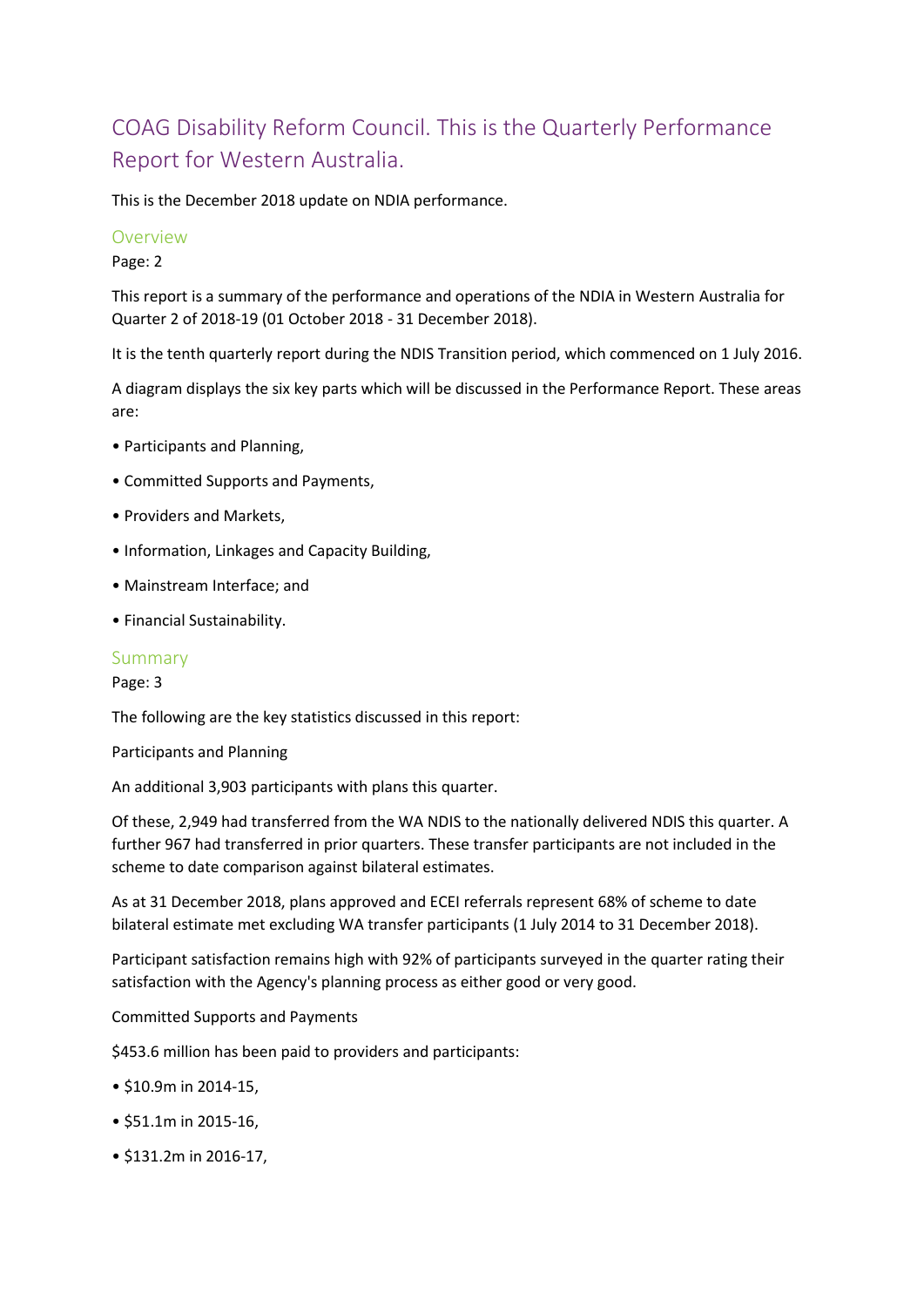# COAG Disability Reform Council. This is the Quarterly Performance Report for Western Australia.

This is the December 2018 update on NDIA performance.

## Overview

Page: 2

This report is a summary of the performance and operations of the NDIA in Western Australia for Quarter 2 of 2018-19 (01 October 2018 - 31 December 2018).

It is the tenth quarterly report during the NDIS Transition period, which commenced on 1 July 2016.

A diagram displays the six key parts which will be discussed in the Performance Report. These areas are:

• Participants and Planning,

• Committed Supports and Payments,

• Providers and Markets,

• Information, Linkages and Capacity Building,

• Mainstream Interface; and

• Financial Sustainability.

## Summary

Page: 3

The following are the key statistics discussed in this report:

Participants and Planning

An additional 3,903 participants with plans this quarter.

Of these, 2,949 had transferred from the WA NDIS to the nationally delivered NDIS this quarter. A further 967 had transferred in prior quarters. These transfer participants are not included in the scheme to date comparison against bilateral estimates.

As at 31 December 2018, plans approved and ECEI referrals represent 68% of scheme to date bilateral estimate met excluding WA transfer participants (1 July 2014 to 31 December 2018).

Participant satisfaction remains high with 92% of participants surveyed in the quarter rating their satisfaction with the Agency's planning process as either good or very good.

Committed Supports and Payments

$453.6 million has been paid to providers and participants:

• $10.9m in 2014-15,

• $51.1m in 2015-16,

• $131.2m in 2016-17,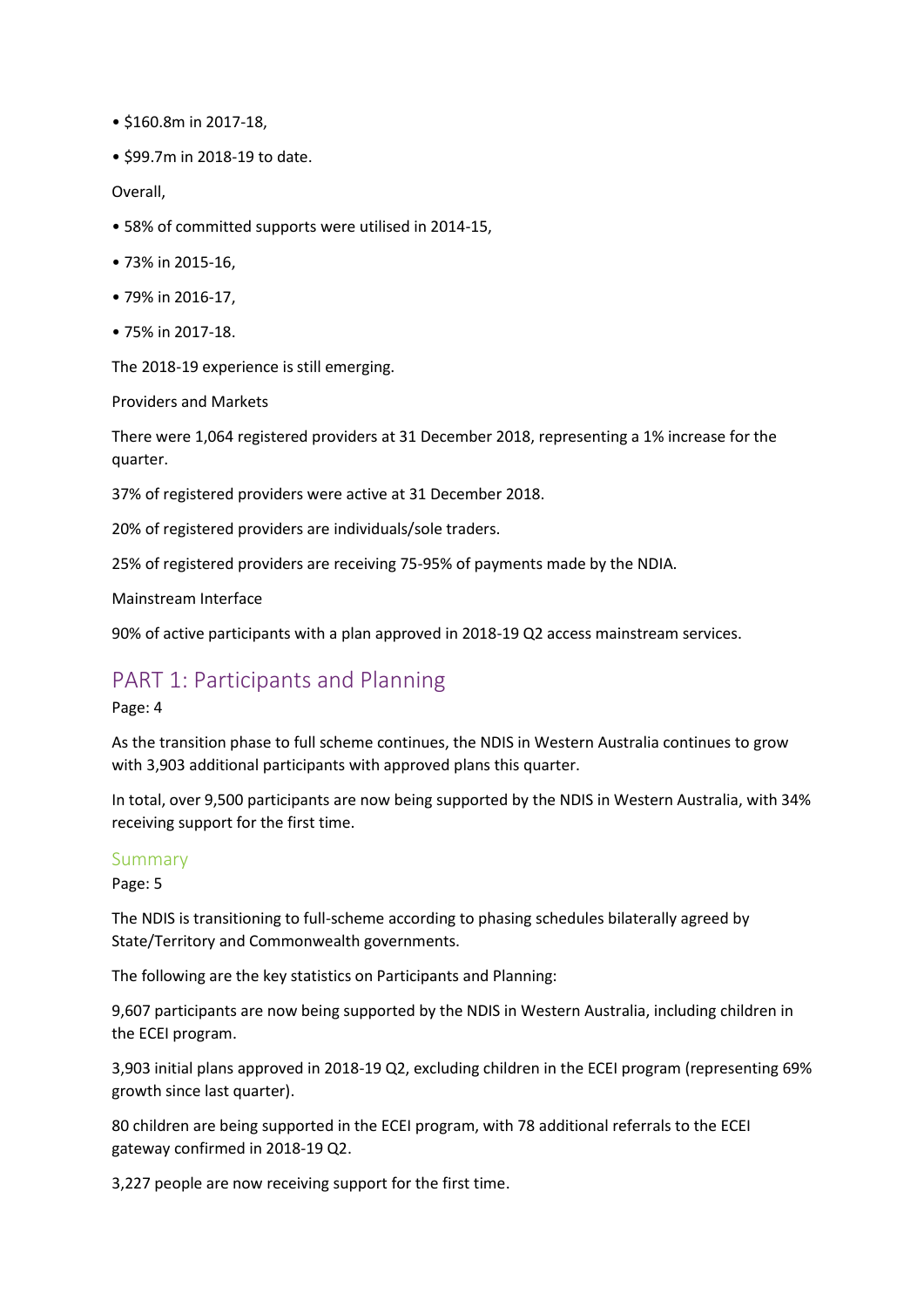- $160.8m in 2017-18,
- $99.7m in 2018-19 to date.

Overall,

- 58% of committed supports were utilised in 2014-15,
- 73% in 2015-16,
- 79% in 2016-17,
- 75% in 2017-18.

The 2018-19 experience is still emerging.

Providers and Markets

There were 1,064 registered providers at 31 December 2018, representing a 1% increase for the quarter.

37% of registered providers were active at 31 December 2018.

20% of registered providers are individuals/sole traders.

25% of registered providers are receiving 75-95% of payments made by the NDIA.

Mainstream Interface

90% of active participants with a plan approved in 2018-19 Q2 access mainstream services.

## PART 1: Participants and Planning

Page: 4

As the transition phase to full scheme continues, the NDIS in Western Australia continues to grow with 3,903 additional participants with approved plans this quarter.

In total, over 9,500 participants are now being supported by the NDIS in Western Australia, with 34% receiving support for the first time.

### Summary

Page: 5

The NDIS is transitioning to full-scheme according to phasing schedules bilaterally agreed by State/Territory and Commonwealth governments.

The following are the key statistics on Participants and Planning:

9,607 participants are now being supported by the NDIS in Western Australia, including children in the ECEI program.

3,903 initial plans approved in 2018-19 Q2, excluding children in the ECEI program (representing 69% growth since last quarter).

80 children are being supported in the ECEI program, with 78 additional referrals to the ECEI gateway confirmed in 2018-19 Q2.

3,227 people are now receiving support for the first time.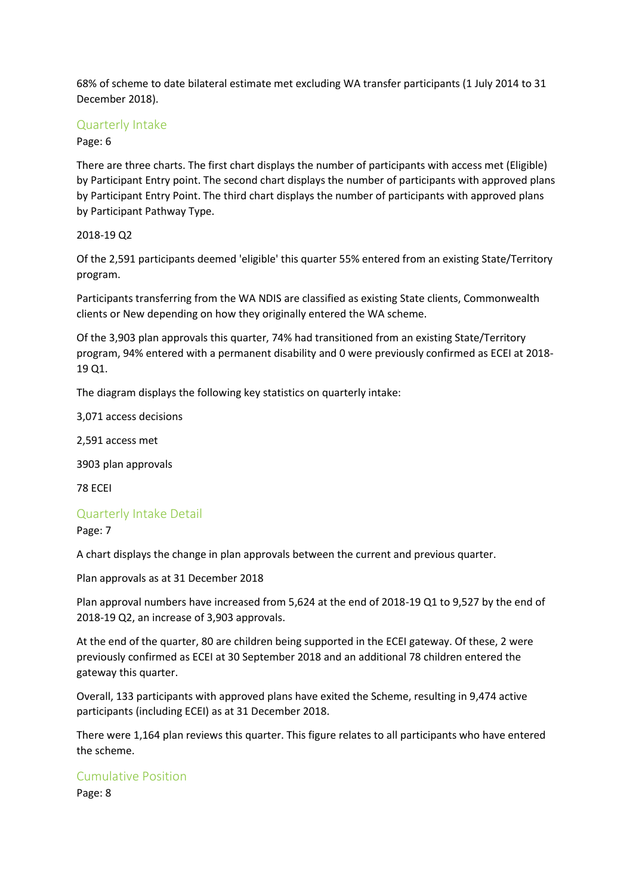68% of scheme to date bilateral estimate met excluding WA transfer participants (1 July 2014 to 31 December 2018).

## Quarterly Intake

Page: 6

There are three charts. The first chart displays the number of participants with access met (Eligible) by Participant Entry point. The second chart displays the number of participants with approved plans by Participant Entry Point. The third chart displays the number of participants with approved plans by Participant Pathway Type.

2018-19 Q2

Of the 2,591 participants deemed 'eligible' this quarter 55% entered from an existing State/Territory program.

Participants transferring from the WA NDIS are classified as existing State clients, Commonwealth clients or New depending on how they originally entered the WA scheme.

Of the 3,903 plan approvals this quarter, 74% had transitioned from an existing State/Territory program, 94% entered with a permanent disability and 0 were previously confirmed as ECEI at 2018-19 Q1.

The diagram displays the following key statistics on quarterly intake:

3,071 access decisions

2,591 access met

3903 plan approvals

78 ECEI

## Quarterly Intake Detail

Page: 7

A chart displays the change in plan approvals between the current and previous quarter.

Plan approvals as at 31 December 2018

Plan approval numbers have increased from 5,624 at the end of 2018-19 Q1 to 9,527 by the end of 2018-19 Q2, an increase of 3,903 approvals.

At the end of the quarter, 80 are children being supported in the ECEI gateway. Of these, 2 were previously confirmed as ECEI at 30 September 2018 and an additional 78 children entered the gateway this quarter.

Overall, 133 participants with approved plans have exited the Scheme, resulting in 9,474 active participants (including ECEI) as at 31 December 2018.

There were 1,164 plan reviews this quarter. This figure relates to all participants who have entered the scheme.

## Cumulative Position

Page: 8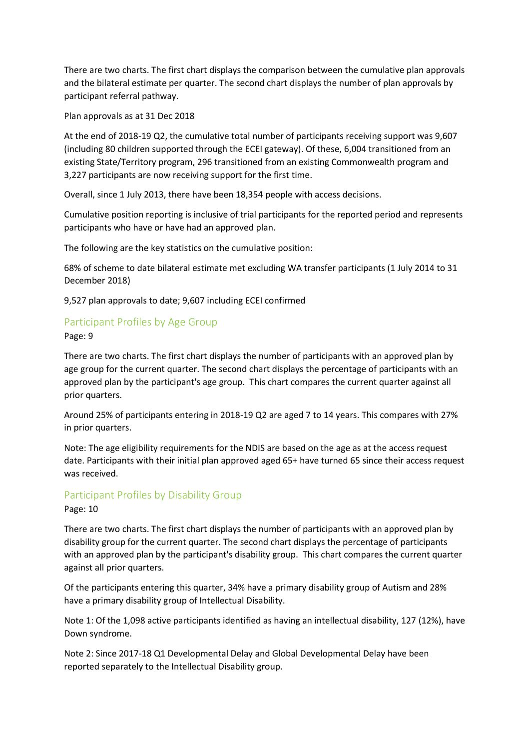There are two charts. The first chart displays the comparison between the cumulative plan approvals and the bilateral estimate per quarter. The second chart displays the number of plan approvals by participant referral pathway.

Plan approvals as at 31 Dec 2018

At the end of 2018-19 Q2, the cumulative total number of participants receiving support was 9,607 (including 80 children supported through the ECEI gateway). Of these, 6,004 transitioned from an existing State/Territory program, 296 transitioned from an existing Commonwealth program and 3,227 participants are now receiving support for the first time.

Overall, since 1 July 2013, there have been 18,354 people with access decisions.

Cumulative position reporting is inclusive of trial participants for the reported period and represents participants who have or have had an approved plan.

The following are the key statistics on the cumulative position:

68% of scheme to date bilateral estimate met excluding WA transfer participants (1 July 2014 to 31 December 2018)

9,527 plan approvals to date; 9,607 including ECEI confirmed

## Participant Profiles by Age Group

Page: 9

There are two charts. The first chart displays the number of participants with an approved plan by age group for the current quarter. The second chart displays the percentage of participants with an approved plan by the participant's age group. This chart compares the current quarter against all prior quarters.

Around 25% of participants entering in 2018-19 Q2 are aged 7 to 14 years. This compares with 27% in prior quarters.

Note: The age eligibility requirements for the NDIS are based on the age as at the access request date. Participants with their initial plan approved aged 65+ have turned 65 since their access request was received.

## Participant Profiles by Disability Group

Page: 10

There are two charts. The first chart displays the number of participants with an approved plan by disability group for the current quarter. The second chart displays the percentage of participants with an approved plan by the participant's disability group. This chart compares the current quarter against all prior quarters.

Of the participants entering this quarter, 34% have a primary disability group of Autism and 28% have a primary disability group of Intellectual Disability.

Note 1: Of the 1,098 active participants identified as having an intellectual disability, 127 (12%), have Down syndrome.

Note 2: Since 2017-18 Q1 Developmental Delay and Global Developmental Delay have been reported separately to the Intellectual Disability group.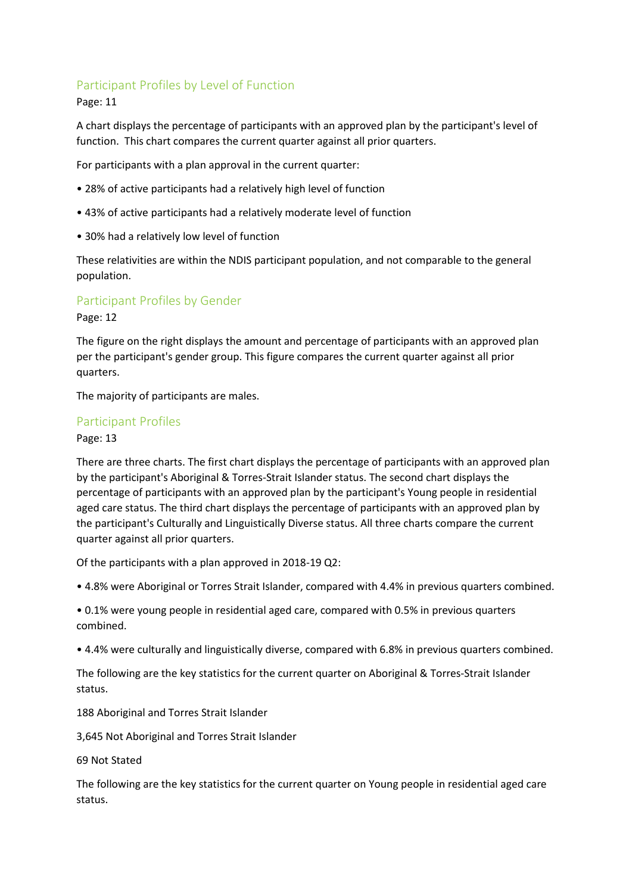## Participant Profiles by Level of Function

Page: 11

A chart displays the percentage of participants with an approved plan by the participant's level of function. This chart compares the current quarter against all prior quarters.

For participants with a plan approval in the current quarter:

- 28% of active participants had a relatively high level of function
- 43% of active participants had a relatively moderate level of function
- 30% had a relatively low level of function

These relativities are within the NDIS participant population, and not comparable to the general population.

## Participant Profiles by Gender

Page: 12

The figure on the right displays the amount and percentage of participants with an approved plan per the participant's gender group. This figure compares the current quarter against all prior quarters.

The majority of participants are males.

## Participant Profiles

Page: 13

There are three charts. The first chart displays the percentage of participants with an approved plan by the participant's Aboriginal & Torres-Strait Islander status. The second chart displays the percentage of participants with an approved plan by the participant's Young people in residential aged care status. The third chart displays the percentage of participants with an approved plan by the participant's Culturally and Linguistically Diverse status. All three charts compare the current quarter against all prior quarters.

Of the participants with a plan approved in 2018-19 Q2:

- 4.8% were Aboriginal or Torres Strait Islander, compared with 4.4% in previous quarters combined.
- 0.1% were young people in residential aged care, compared with 0.5% in previous quarters combined.
- 4.4% were culturally and linguistically diverse, compared with 6.8% in previous quarters combined.

The following are the key statistics for the current quarter on Aboriginal & Torres-Strait Islander status.

188 Aboriginal and Torres Strait Islander

3,645 Not Aboriginal and Torres Strait Islander

69 Not Stated

The following are the key statistics for the current quarter on Young people in residential aged care status.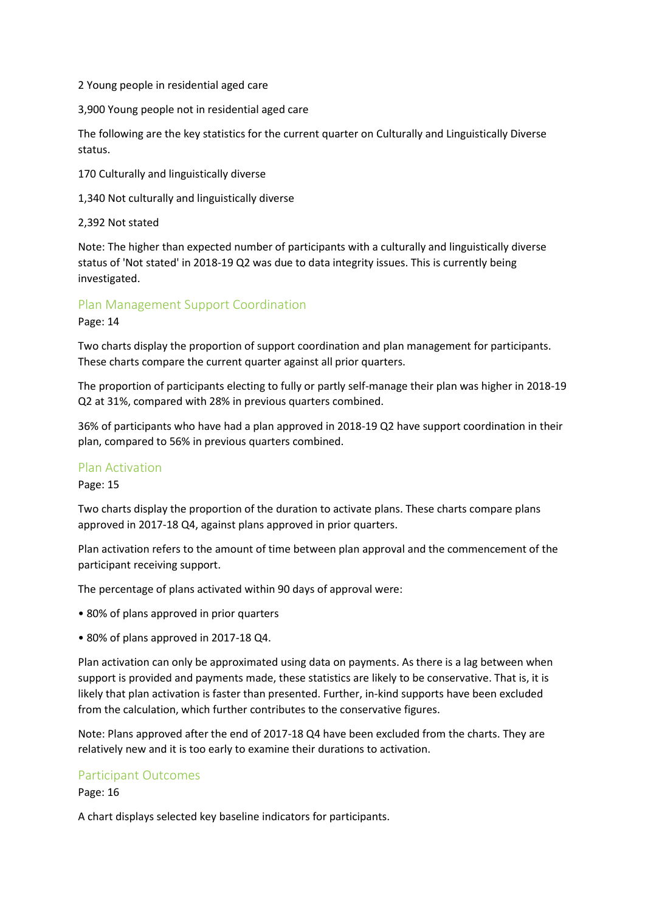2 Young people in residential aged care

3,900 Young people not in residential aged care

The following are the key statistics for the current quarter on Culturally and Linguistically Diverse status.

170 Culturally and linguistically diverse

1,340 Not culturally and linguistically diverse

2,392 Not stated

Note: The higher than expected number of participants with a culturally and linguistically diverse status of 'Not stated' in 2018-19 Q2 was due to data integrity issues. This is currently being investigated.

## Plan Management Support Coordination

Page: 14

Two charts display the proportion of support coordination and plan management for participants. These charts compare the current quarter against all prior quarters.

The proportion of participants electing to fully or partly self-manage their plan was higher in 2018-19 Q2 at 31%, compared with 28% in previous quarters combined.

36% of participants who have had a plan approved in 2018-19 Q2 have support coordination in their plan, compared to 56% in previous quarters combined.

## Plan Activation

Page: 15

Two charts display the proportion of the duration to activate plans. These charts compare plans approved in 2017-18 Q4, against plans approved in prior quarters.

Plan activation refers to the amount of time between plan approval and the commencement of the participant receiving support.

The percentage of plans activated within 90 days of approval were:

- 80% of plans approved in prior quarters
- 80% of plans approved in 2017-18 Q4.

Plan activation can only be approximated using data on payments. As there is a lag between when support is provided and payments made, these statistics are likely to be conservative. That is, it is likely that plan activation is faster than presented. Further, in-kind supports have been excluded from the calculation, which further contributes to the conservative figures.

Note: Plans approved after the end of 2017-18 Q4 have been excluded from the charts. They are relatively new and it is too early to examine their durations to activation.

## Participant Outcomes

Page: 16

A chart displays selected key baseline indicators for participants.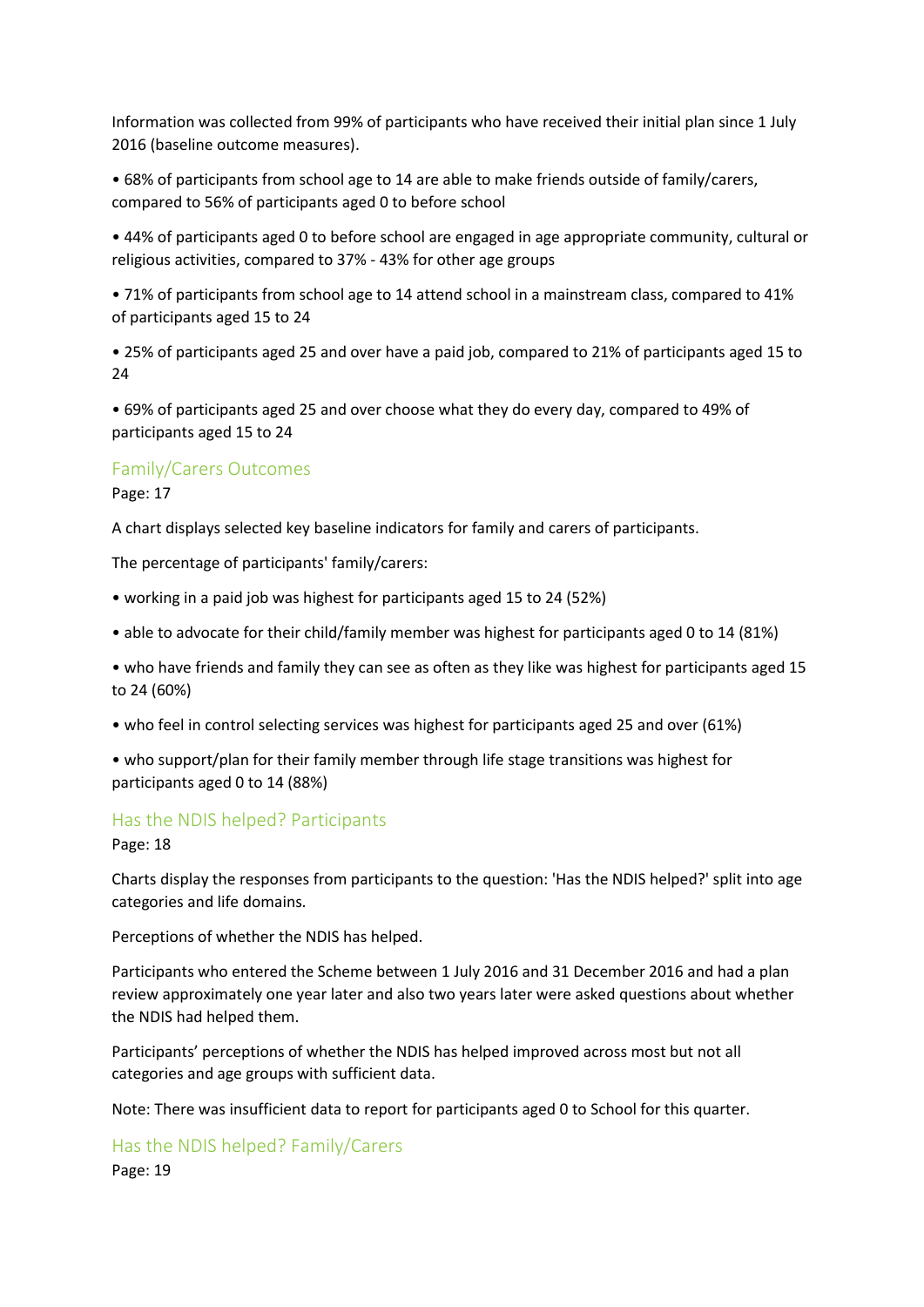Information was collected from 99% of participants who have received their initial plan since 1 July 2016 (baseline outcome measures).

• 68% of participants from school age to 14 are able to make friends outside of family/carers, compared to 56% of participants aged 0 to before school

• 44% of participants aged 0 to before school are engaged in age appropriate community, cultural or religious activities, compared to 37% - 43% for other age groups

• 71% of participants from school age to 14 attend school in a mainstream class, compared to 41% of participants aged 15 to 24

• 25% of participants aged 25 and over have a paid job, compared to 21% of participants aged 15 to 24

• 69% of participants aged 25 and over choose what they do every day, compared to 49% of participants aged 15 to 24

## Family/Carers Outcomes

Page: 17

A chart displays selected key baseline indicators for family and carers of participants.

The percentage of participants' family/carers:

• working in a paid job was highest for participants aged 15 to 24 (52%)

• able to advocate for their child/family member was highest for participants aged 0 to 14 (81%)

• who have friends and family they can see as often as they like was highest for participants aged 15 to 24 (60%)

• who feel in control selecting services was highest for participants aged 25 and over (61%)

• who support/plan for their family member through life stage transitions was highest for participants aged 0 to 14 (88%)

## Has the NDIS helped? Participants

Page: 18

Charts display the responses from participants to the question: 'Has the NDIS helped?' split into age categories and life domains.

Perceptions of whether the NDIS has helped.

Participants who entered the Scheme between 1 July 2016 and 31 December 2016 and had a plan review approximately one year later and also two years later were asked questions about whether the NDIS had helped them.

Participants' perceptions of whether the NDIS has helped improved across most but not all categories and age groups with sufficient data.

Note: There was insufficient data to report for participants aged 0 to School for this quarter.

## Has the NDIS helped? Family/Carers

Page: 19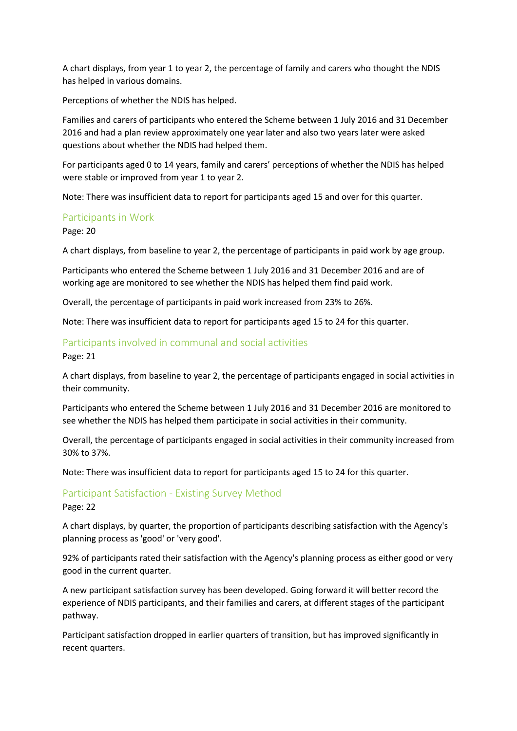A chart displays, from year 1 to year 2, the percentage of family and carers who thought the NDIS has helped in various domains.

Perceptions of whether the NDIS has helped.

Families and carers of participants who entered the Scheme between 1 July 2016 and 31 December 2016 and had a plan review approximately one year later and also two years later were asked questions about whether the NDIS had helped them.

For participants aged 0 to 14 years, family and carers' perceptions of whether the NDIS has helped were stable or improved from year 1 to year 2.

Note: There was insufficient data to report for participants aged 15 and over for this quarter.

## Participants in Work

Page: 20

A chart displays, from baseline to year 2, the percentage of participants in paid work by age group.

Participants who entered the Scheme between 1 July 2016 and 31 December 2016 and are of working age are monitored to see whether the NDIS has helped them find paid work.

Overall, the percentage of participants in paid work increased from 23% to 26%.

Note: There was insufficient data to report for participants aged 15 to 24 for this quarter.

## Participants involved in communal and social activities

Page: 21

A chart displays, from baseline to year 2, the percentage of participants engaged in social activities in their community.

Participants who entered the Scheme between 1 July 2016 and 31 December 2016 are monitored to see whether the NDIS has helped them participate in social activities in their community.

Overall, the percentage of participants engaged in social activities in their community increased from 30% to 37%.

Note: There was insufficient data to report for participants aged 15 to 24 for this quarter.

## Participant Satisfaction - Existing Survey Method

Page: 22

A chart displays, by quarter, the proportion of participants describing satisfaction with the Agency's planning process as 'good' or 'very good'.

92% of participants rated their satisfaction with the Agency's planning process as either good or very good in the current quarter.

A new participant satisfaction survey has been developed. Going forward it will better record the experience of NDIS participants, and their families and carers, at different stages of the participant pathway.

Participant satisfaction dropped in earlier quarters of transition, but has improved significantly in recent quarters.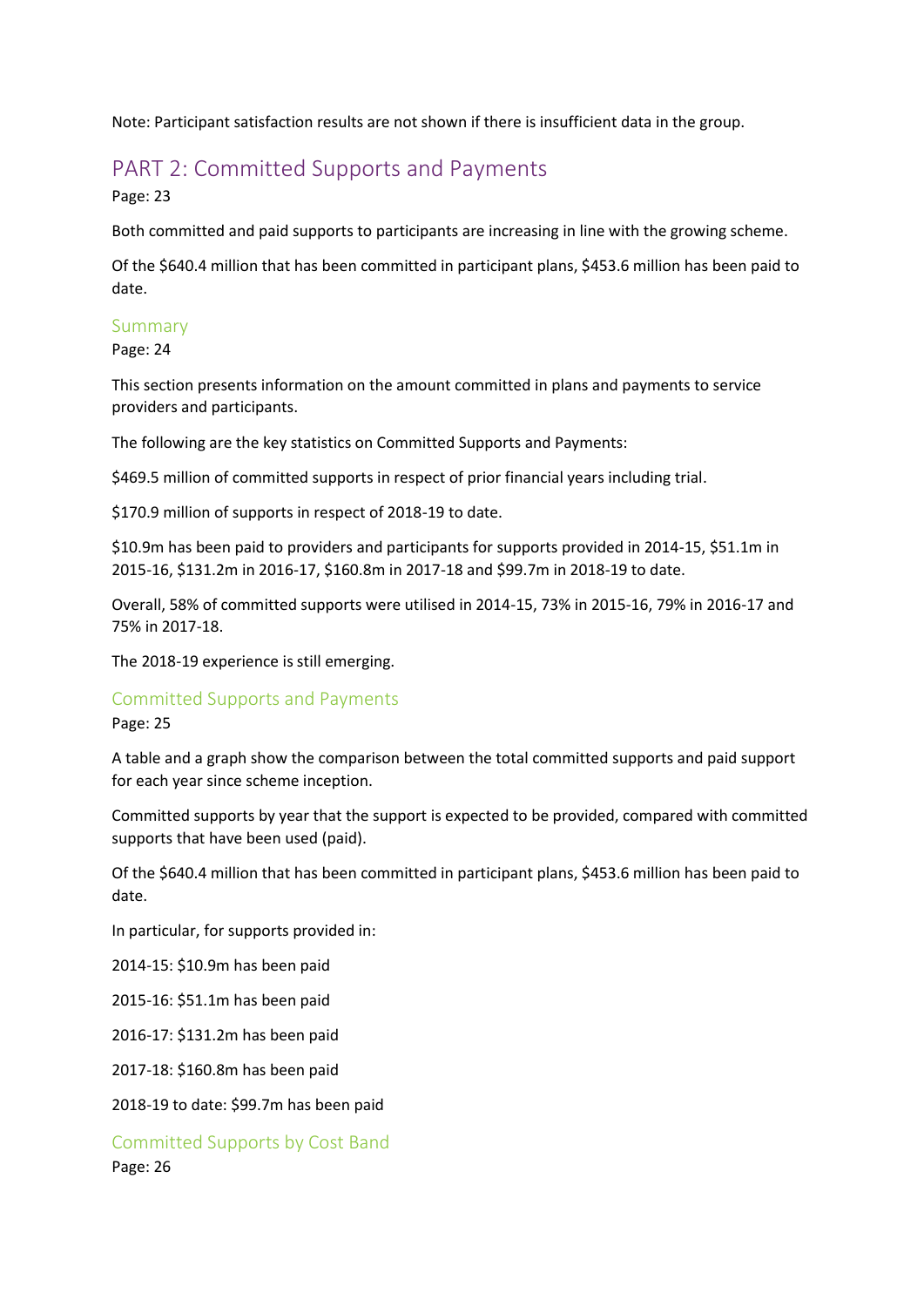Note: Participant satisfaction results are not shown if there is insufficient data in the group.

## PART 2: Committed Supports and Payments

Page: 23

Both committed and paid supports to participants are increasing in line with the growing scheme.

Of the $640.4 million that has been committed in participant plans, $453.6 million has been paid to date.

### Summary

Page: 24

This section presents information on the amount committed in plans and payments to service providers and participants.

The following are the key statistics on Committed Supports and Payments:

$469.5 million of committed supports in respect of prior financial years including trial.

$170.9 million of supports in respect of 2018-19 to date.

$10.9m has been paid to providers and participants for supports provided in 2014-15, $51.1m in 2015-16, $131.2m in 2016-17, $160.8m in 2017-18 and $99.7m in 2018-19 to date.

Overall, 58% of committed supports were utilised in 2014-15, 73% in 2015-16, 79% in 2016-17 and 75% in 2017-18.

The 2018-19 experience is still emerging.

### Committed Supports and Payments

Page: 25

A table and a graph show the comparison between the total committed supports and paid support for each year since scheme inception.

Committed supports by year that the support is expected to be provided, compared with committed supports that have been used (paid).

Of the $640.4 million that has been committed in participant plans, $453.6 million has been paid to date.

In particular, for supports provided in:

2014-15: $10.9m has been paid

2015-16: $51.1m has been paid

2016-17: $131.2m has been paid

2017-18: $160.8m has been paid

2018-19 to date: $99.7m has been paid

### Committed Supports by Cost Band

Page: 26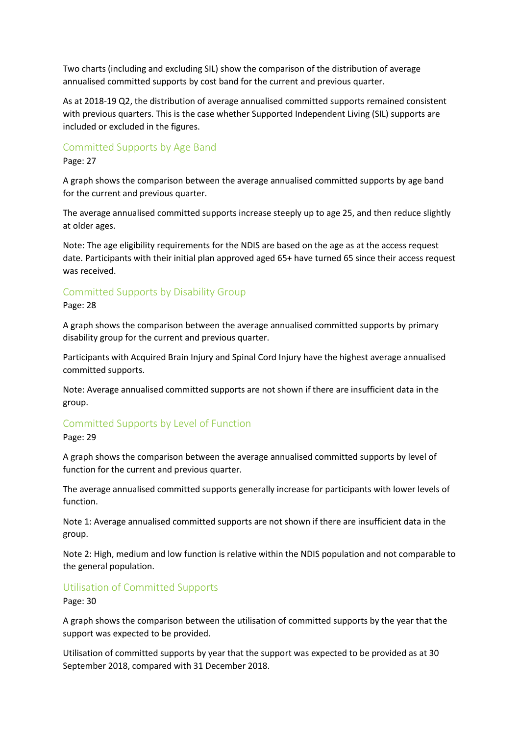Two charts (including and excluding SIL) show the comparison of the distribution of average annualised committed supports by cost band for the current and previous quarter.

As at 2018-19 Q2, the distribution of average annualised committed supports remained consistent with previous quarters. This is the case whether Supported Independent Living (SIL) supports are included or excluded in the figures.

## Committed Supports by Age Band

Page: 27

A graph shows the comparison between the average annualised committed supports by age band for the current and previous quarter.

The average annualised committed supports increase steeply up to age 25, and then reduce slightly at older ages.

Note: The age eligibility requirements for the NDIS are based on the age as at the access request date. Participants with their initial plan approved aged 65+ have turned 65 since their access request was received.

## Committed Supports by Disability Group

Page: 28

A graph shows the comparison between the average annualised committed supports by primary disability group for the current and previous quarter.

Participants with Acquired Brain Injury and Spinal Cord Injury have the highest average annualised committed supports.

Note: Average annualised committed supports are not shown if there are insufficient data in the group.

## Committed Supports by Level of Function

Page: 29

A graph shows the comparison between the average annualised committed supports by level of function for the current and previous quarter.

The average annualised committed supports generally increase for participants with lower levels of function.

Note 1: Average annualised committed supports are not shown if there are insufficient data in the group.

Note 2: High, medium and low function is relative within the NDIS population and not comparable to the general population.

## Utilisation of Committed Supports

Page: 30

A graph shows the comparison between the utilisation of committed supports by the year that the support was expected to be provided.

Utilisation of committed supports by year that the support was expected to be provided as at 30 September 2018, compared with 31 December 2018.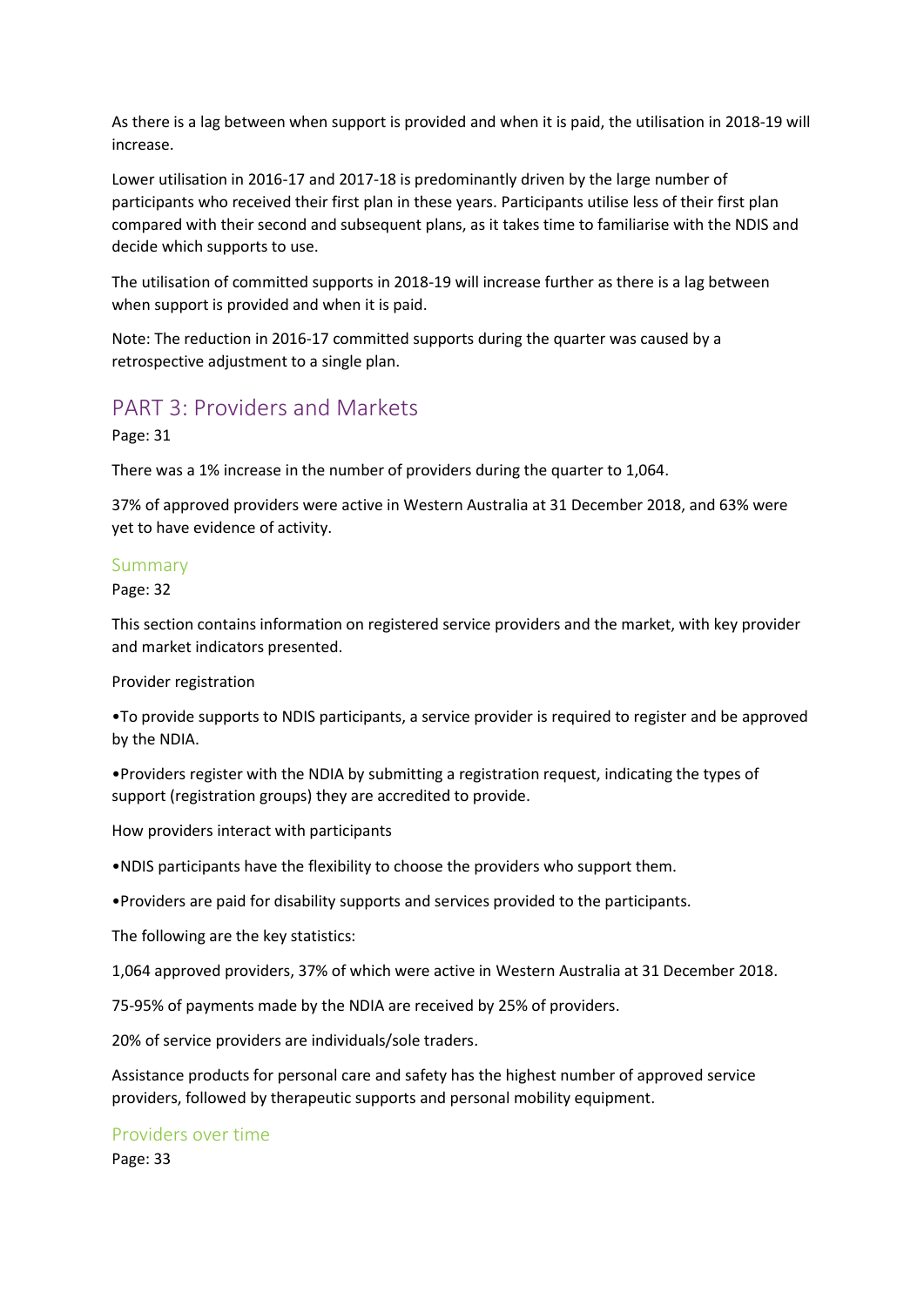As there is a lag between when support is provided and when it is paid, the utilisation in 2018-19 will increase.

Lower utilisation in 2016-17 and 2017-18 is predominantly driven by the large number of participants who received their first plan in these years. Participants utilise less of their first plan compared with their second and subsequent plans, as it takes time to familiarise with the NDIS and decide which supports to use.

The utilisation of committed supports in 2018-19 will increase further as there is a lag between when support is provided and when it is paid.

Note: The reduction in 2016-17 committed supports during the quarter was caused by a retrospective adjustment to a single plan.

## PART 3: Providers and Markets

Page: 31

There was a 1% increase in the number of providers during the quarter to 1,064.

37% of approved providers were active in Western Australia at 31 December 2018, and 63% were yet to have evidence of activity.

### Summary

Page: 32

This section contains information on registered service providers and the market, with key provider and market indicators presented.

Provider registration

- To provide supports to NDIS participants, a service provider is required to register and be approved by the NDIA.
- Providers register with the NDIA by submitting a registration request, indicating the types of support (registration groups) they are accredited to provide.

How providers interact with participants

- NDIS participants have the flexibility to choose the providers who support them.
- Providers are paid for disability supports and services provided to the participants.

The following are the key statistics:

1,064 approved providers, 37% of which were active in Western Australia at 31 December 2018.

75-95% of payments made by the NDIA are received by 25% of providers.

20% of service providers are individuals/sole traders.

Assistance products for personal care and safety has the highest number of approved service providers, followed by therapeutic supports and personal mobility equipment.

### Providers over time

Page: 33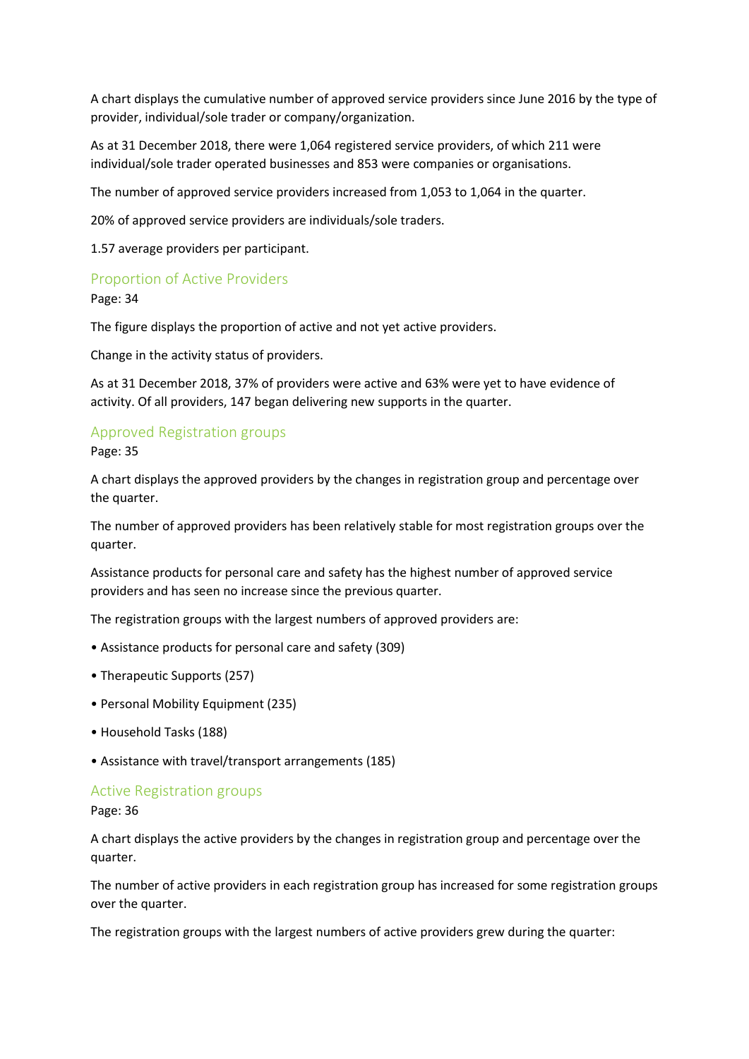A chart displays the cumulative number of approved service providers since June 2016 by the type of provider, individual/sole trader or company/organization.

As at 31 December 2018, there were 1,064 registered service providers, of which 211 were individual/sole trader operated businesses and 853 were companies or organisations.

The number of approved service providers increased from 1,053 to 1,064 in the quarter.

20% of approved service providers are individuals/sole traders.

1.57 average providers per participant.

## Proportion of Active Providers

Page: 34

The figure displays the proportion of active and not yet active providers.

Change in the activity status of providers.

As at 31 December 2018, 37% of providers were active and 63% were yet to have evidence of activity. Of all providers, 147 began delivering new supports in the quarter.

## Approved Registration groups

Page: 35

A chart displays the approved providers by the changes in registration group and percentage over the quarter.

The number of approved providers has been relatively stable for most registration groups over the quarter.

Assistance products for personal care and safety has the highest number of approved service providers and has seen no increase since the previous quarter.

The registration groups with the largest numbers of approved providers are:

- Assistance products for personal care and safety (309)
- Therapeutic Supports (257)
- Personal Mobility Equipment (235)
- Household Tasks (188)
- Assistance with travel/transport arrangements (185)

## Active Registration groups

Page: 36

A chart displays the active providers by the changes in registration group and percentage over the quarter.

The number of active providers in each registration group has increased for some registration groups over the quarter.

The registration groups with the largest numbers of active providers grew during the quarter: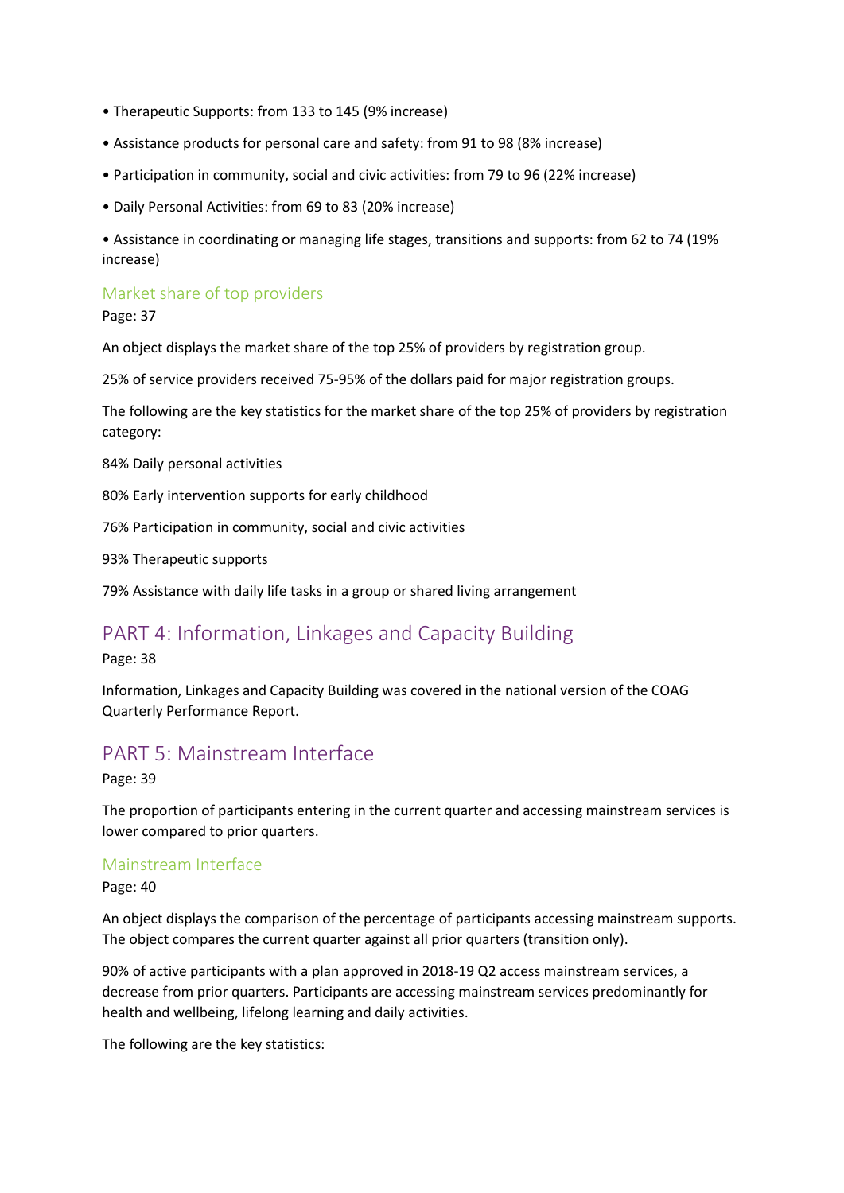- Therapeutic Supports: from 133 to 145 (9% increase)
- Assistance products for personal care and safety: from 91 to 98 (8% increase)
- Participation in community, social and civic activities: from 79 to 96 (22% increase)
- Daily Personal Activities: from 69 to 83 (20% increase)
- Assistance in coordinating or managing life stages, transitions and supports: from 62 to 74 (19% increase)

### Market share of top providers

Page: 37

An object displays the market share of the top 25% of providers by registration group.

25% of service providers received 75-95% of the dollars paid for major registration groups.

The following are the key statistics for the market share of the top 25% of providers by registration category:

84% Daily personal activities

80% Early intervention supports for early childhood

76% Participation in community, social and civic activities

93% Therapeutic supports

79% Assistance with daily life tasks in a group or shared living arrangement

## PART 4: Information, Linkages and Capacity Building

Page: 38

Information, Linkages and Capacity Building was covered in the national version of the COAG Quarterly Performance Report.

## PART 5: Mainstream Interface

Page: 39

The proportion of participants entering in the current quarter and accessing mainstream services is lower compared to prior quarters.

### Mainstream Interface

Page: 40

An object displays the comparison of the percentage of participants accessing mainstream supports. The object compares the current quarter against all prior quarters (transition only).

90% of active participants with a plan approved in 2018-19 Q2 access mainstream services, a decrease from prior quarters. Participants are accessing mainstream services predominantly for health and wellbeing, lifelong learning and daily activities.

The following are the key statistics: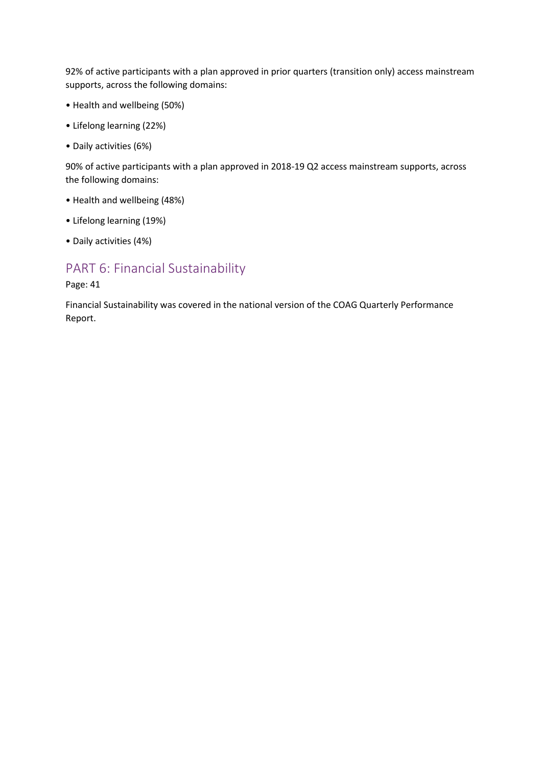92% of active participants with a plan approved in prior quarters (transition only) access mainstream supports, across the following domains:

- Health and wellbeing (50%)
- Lifelong learning (22%)
- Daily activities (6%)

90% of active participants with a plan approved in 2018-19 Q2 access mainstream supports, across the following domains:

- Health and wellbeing (48%)
- Lifelong learning (19%)
- Daily activities (4%)

## PART 6: Financial Sustainability

Page: 41

Financial Sustainability was covered in the national version of the COAG Quarterly Performance Report.